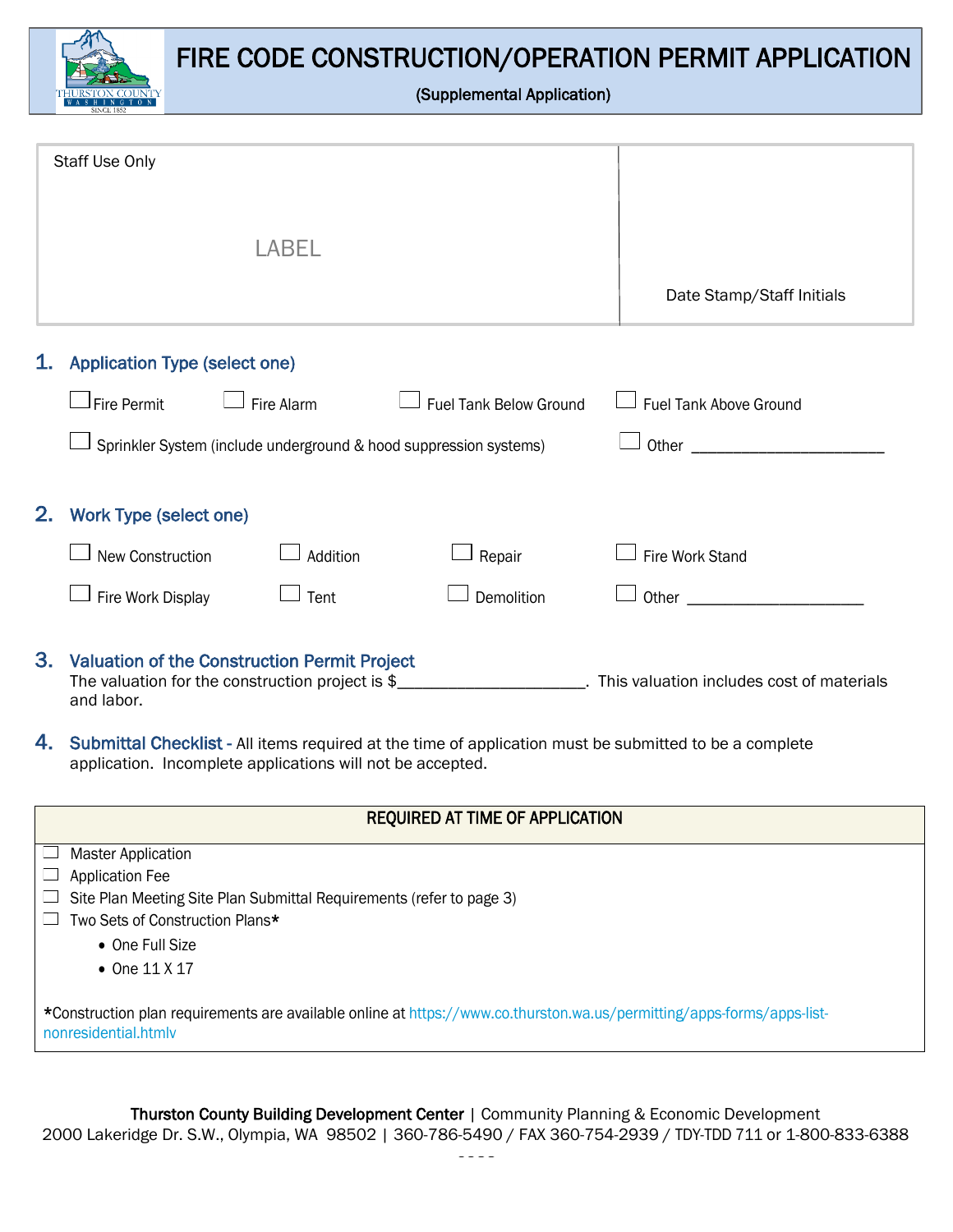# FIRE CODE CONSTRUCTION/OPERATION PERMIT APPLICATION

(Supplemental Application)

| Staff Use Only<br><br>LABEL | Date Stamp/Staff Initials |
|---|---|

## 1. Application Type (select one)

☐ Fire Permit ☐ Fire Alarm ☐ Fuel Tank Below Ground ☐ Fuel Tank Above Ground

☐ Sprinkler System (include underground & hood suppression systems) ☐ Other ______________________

## 2. Work Type (select one)

☐ New Construction ☐ Addition ☐ Repair ☐ Fire Work Stand

☐ Fire Work Display ☐ Tent ☐ Demolition ☐ Other ____________________

## 3. Valuation of the Construction Permit Project

The valuation for the construction project is $_____________________. This valuation includes cost of materials and labor.

## 4. Submittal Checklist

All items required at the time of application must be submitted to be a complete application. Incomplete applications will not be accepted.

| REQUIRED AT TIME OF APPLICATION |
|---|
| ☐ Master Application<br>☐ Application Fee<br>☐ Site Plan Meeting Site Plan Submittal Requirements (refer to page 3)<br>☐ Two Sets of Construction Plans*<br>• One Full Size<br>• One 11 X 17<br><br>*Construction plan requirements are available online at https://www.co.thurston.wa.us/permitting/apps-forms/apps-list-nonresidential.htmlv |

**Thurston County Building Development Center** | Community Planning & Economic Development
2000 Lakeridge Dr. S.W., Olympia, WA 98502 | 360-786-5490 / FAX 360-754-2939 / TDY-TDD 711 or 1-800-833-6388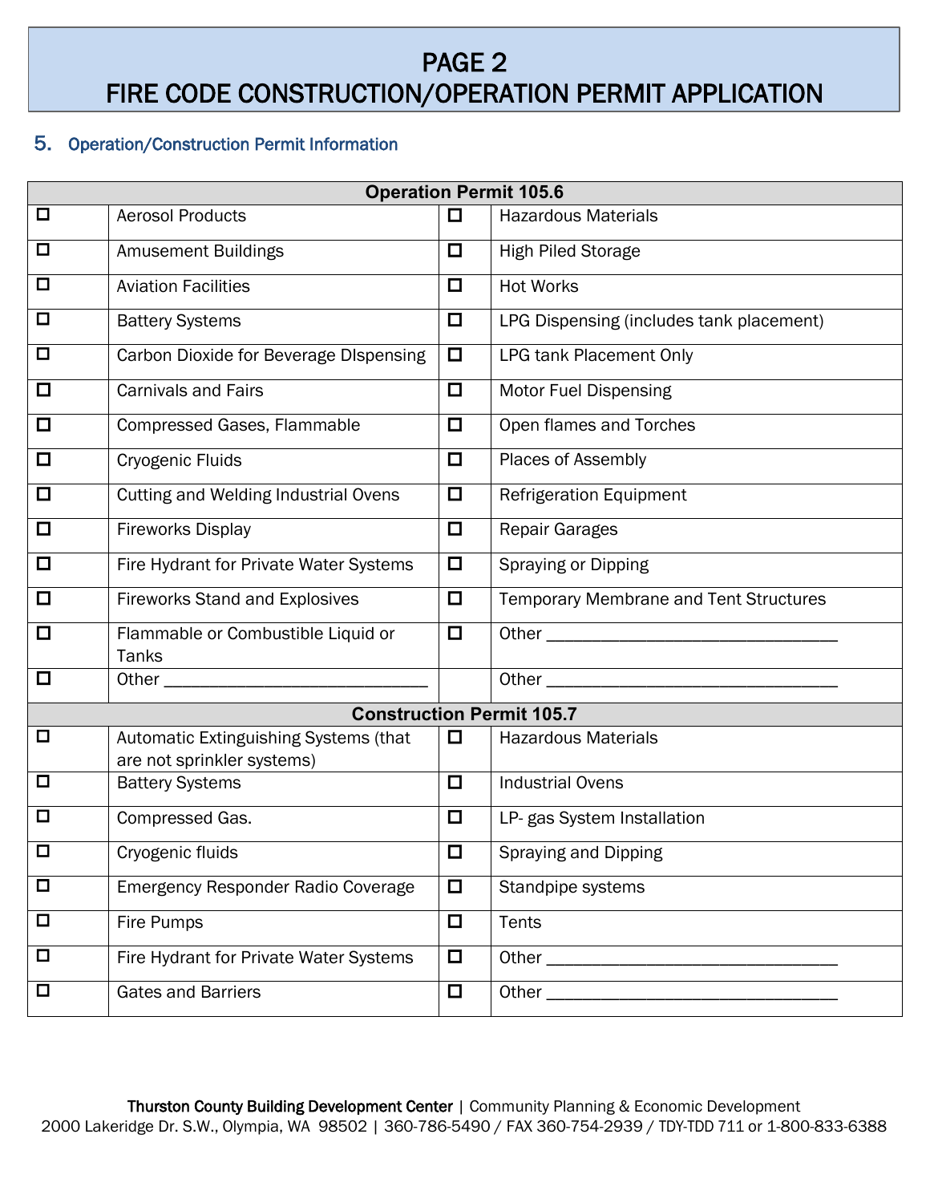# PAGE 2
# FIRE CODE CONSTRUCTION/OPERATION PERMIT APPLICATION

## 5. Operation/Construction Permit Information

| Operation Permit 105.6 | | | |
|---|---|---|---|
| ☐ | Aerosol Products | ☐ | Hazardous Materials |
| ☐ | Amusement Buildings | ☐ | High Piled Storage |
| ☐ | Aviation Facilities | ☐ | Hot Works |
| ☐ | Battery Systems | ☐ | LPG Dispensing (includes tank placement) |
| ☐ | Carbon Dioxide for Beverage DIspensing | ☐ | LPG tank Placement Only |
| ☐ | Carnivals and Fairs | ☐ | Motor Fuel Dispensing |
| ☐ | Compressed Gases, Flammable | ☐ | Open flames and Torches |
| ☐ | Cryogenic Fluids | ☐ | Places of Assembly |
| ☐ | Cutting and Welding Industrial Ovens | ☐ | Refrigeration Equipment |
| ☐ | Fireworks Display | ☐ | Repair Garages |
| ☐ | Fire Hydrant for Private Water Systems | ☐ | Spraying or Dipping |
| ☐ | Fireworks Stand and Explosives | ☐ | Temporary Membrane and Tent Structures |
| ☐ | Flammable or Combustible Liquid or Tanks | ☐ | Other ________________________________ |
| ☐ | Other _____________________________ | | Other ________________________________ |

| Construction Permit 105.7 | | | |
|---|---|---|---|
| ☐ | Automatic Extinguishing Systems (that are not sprinkler systems) | ☐ | Hazardous Materials |
| ☐ | Battery Systems | ☐ | Industrial Ovens |
| ☐ | Compressed Gas. | ☐ | LP- gas System Installation |
| ☐ | Cryogenic fluids | ☐ | Spraying and Dipping |
| ☐ | Emergency Responder Radio Coverage | ☐ | Standpipe systems |
| ☐ | Fire Pumps | ☐ | Tents |
| ☐ | Fire Hydrant for Private Water Systems | ☐ | Other ________________________________ |
| ☐ | Gates and Barriers | ☐ | Other ________________________________ |

**Thurston County Building Development Center** | Community Planning & Economic Development
2000 Lakeridge Dr. S.W., Olympia, WA 98502 | 360-786-5490 / FAX 360-754-2939 / TDY-TDD 711 or 1-800-833-6388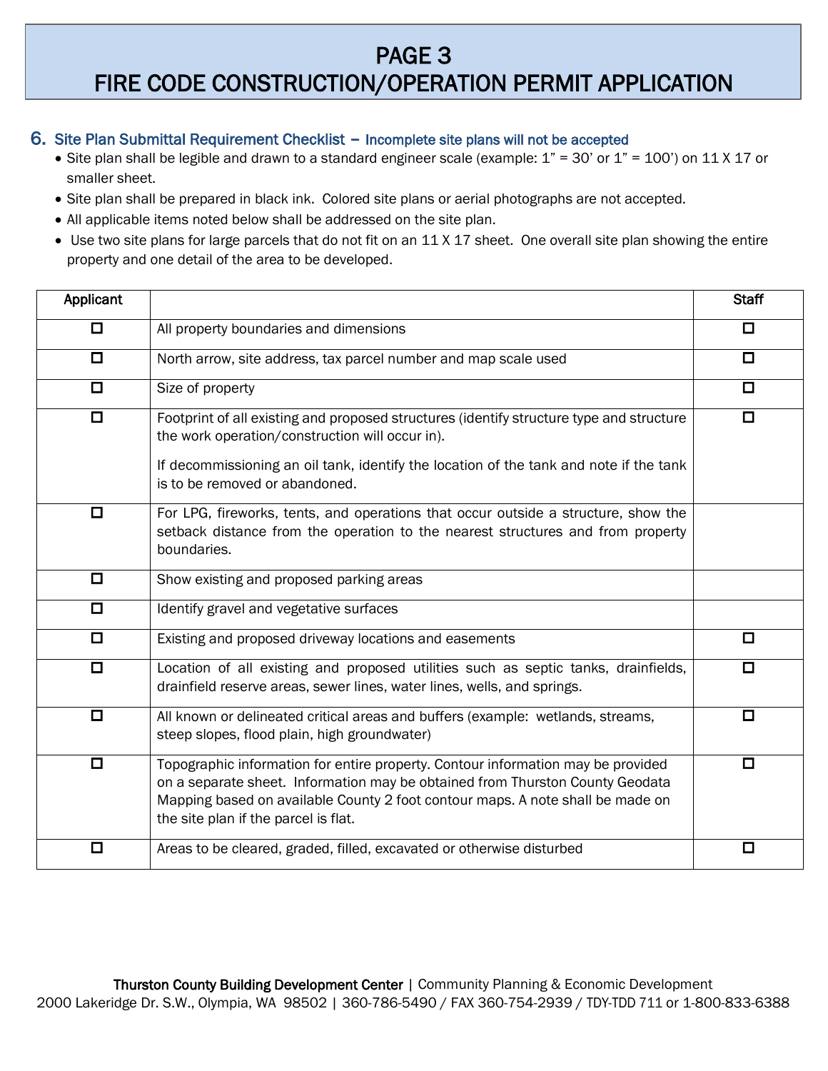# PAGE 3
# FIRE CODE CONSTRUCTION/OPERATION PERMIT APPLICATION

## 6. Site Plan Submittal Requirement Checklist – Incomplete site plans will not be accepted

- Site plan shall be legible and drawn to a standard engineer scale (example: 1" = 30' or 1" = 100') on 11 X 17 or smaller sheet.
- Site plan shall be prepared in black ink. Colored site plans or aerial photographs are not accepted.
- All applicable items noted below shall be addressed on the site plan.
- Use two site plans for large parcels that do not fit on an 11 X 17 sheet. One overall site plan showing the entire property and one detail of the area to be developed.

| Applicant | | Staff |
|---|---|---|
| ☐ | All property boundaries and dimensions | ☐ |
| ☐ | North arrow, site address, tax parcel number and map scale used | ☐ |
| ☐ | Size of property | ☐ |
| ☐ | Footprint of all existing and proposed structures (identify structure type and structure the work operation/construction will occur in).<br><br>If decommissioning an oil tank, identify the location of the tank and note if the tank is to be removed or abandoned. | ☐ |
| ☐ | For LPG, fireworks, tents, and operations that occur outside a structure, show the setback distance from the operation to the nearest structures and from property boundaries. | |
| ☐ | Show existing and proposed parking areas | |
| ☐ | Identify gravel and vegetative surfaces | |
| ☐ | Existing and proposed driveway locations and easements | ☐ |
| ☐ | Location of all existing and proposed utilities such as septic tanks, drainfields, drainfield reserve areas, sewer lines, water lines, wells, and springs. | ☐ |
| ☐ | All known or delineated critical areas and buffers (example: wetlands, streams, steep slopes, flood plain, high groundwater) | ☐ |
| ☐ | Topographic information for entire property. Contour information may be provided on a separate sheet. Information may be obtained from Thurston County Geodata Mapping based on available County 2 foot contour maps. A note shall be made on the site plan if the parcel is flat. | ☐ |
| ☐ | Areas to be cleared, graded, filled, excavated or otherwise disturbed | ☐ |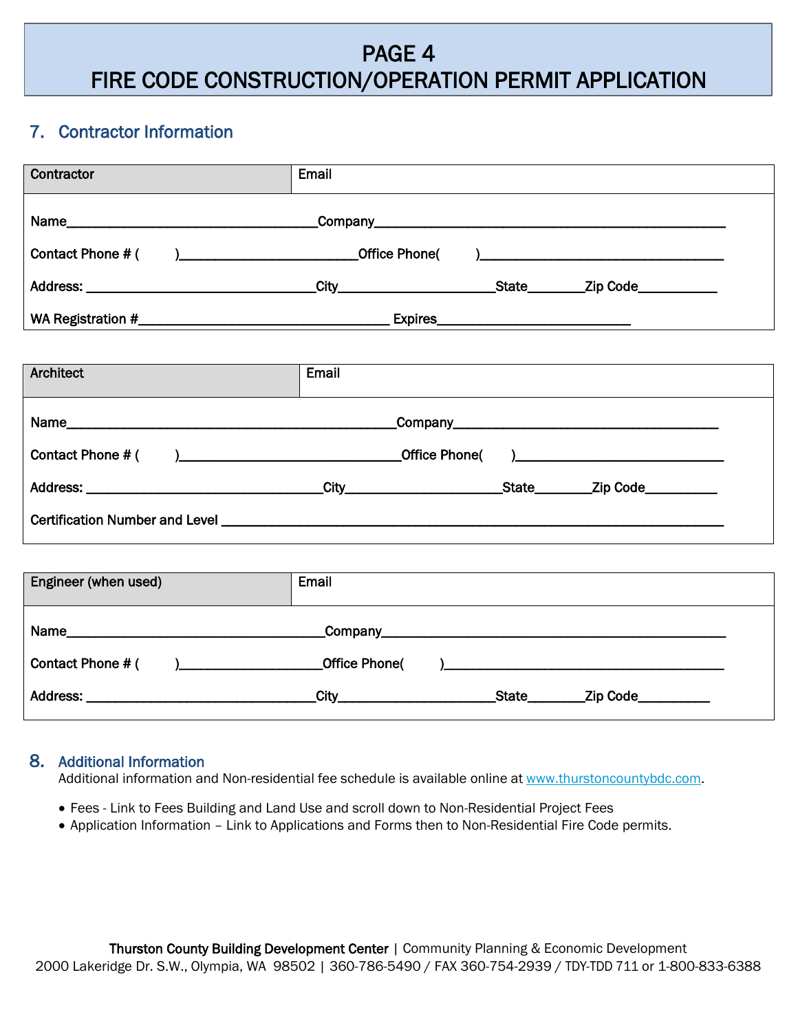# PAGE 4
# FIRE CODE CONSTRUCTION/OPERATION PERMIT APPLICATION

## 7. Contractor Information

| Contractor | Email |
|---|---|

Name______________________________Company_________________________________________

Contact Phone # (        )______________________Office Phone(        )_______________________________

Address: ______________________________City____________________State_______Zip Code__________

WA Registration #_______________________________ Expires________________________

| Architect | Email |
|---|---|

Name________________________________________Company_________________________________

Contact Phone # (        )___________________________Office Phone(        )__________________________

Address: ______________________________City____________________State_______Zip Code_________

Certification Number and Level _________________________________________________________________

| Engineer (when used) | Email |
|---|---|

Name_______________________________Company_________________________________________

Contact Phone # (        )_________________Office Phone(        )___________________________________

Address: ______________________________City____________________State_______Zip Code_________

## 8. Additional Information

Additional information and Non-residential fee schedule is available online at www.thurstoncountybdc.com.

- Fees - Link to Fees Building and Land Use and scroll down to Non-Residential Project Fees
- Application Information – Link to Applications and Forms then to Non-Residential Fire Code permits.

**Thurston County Building Development Center** | Community Planning & Economic Development
2000 Lakeridge Dr. S.W., Olympia, WA 98502 | 360-786-5490 / FAX 360-754-2939 / TDY-TDD 711 or 1-800-833-6388